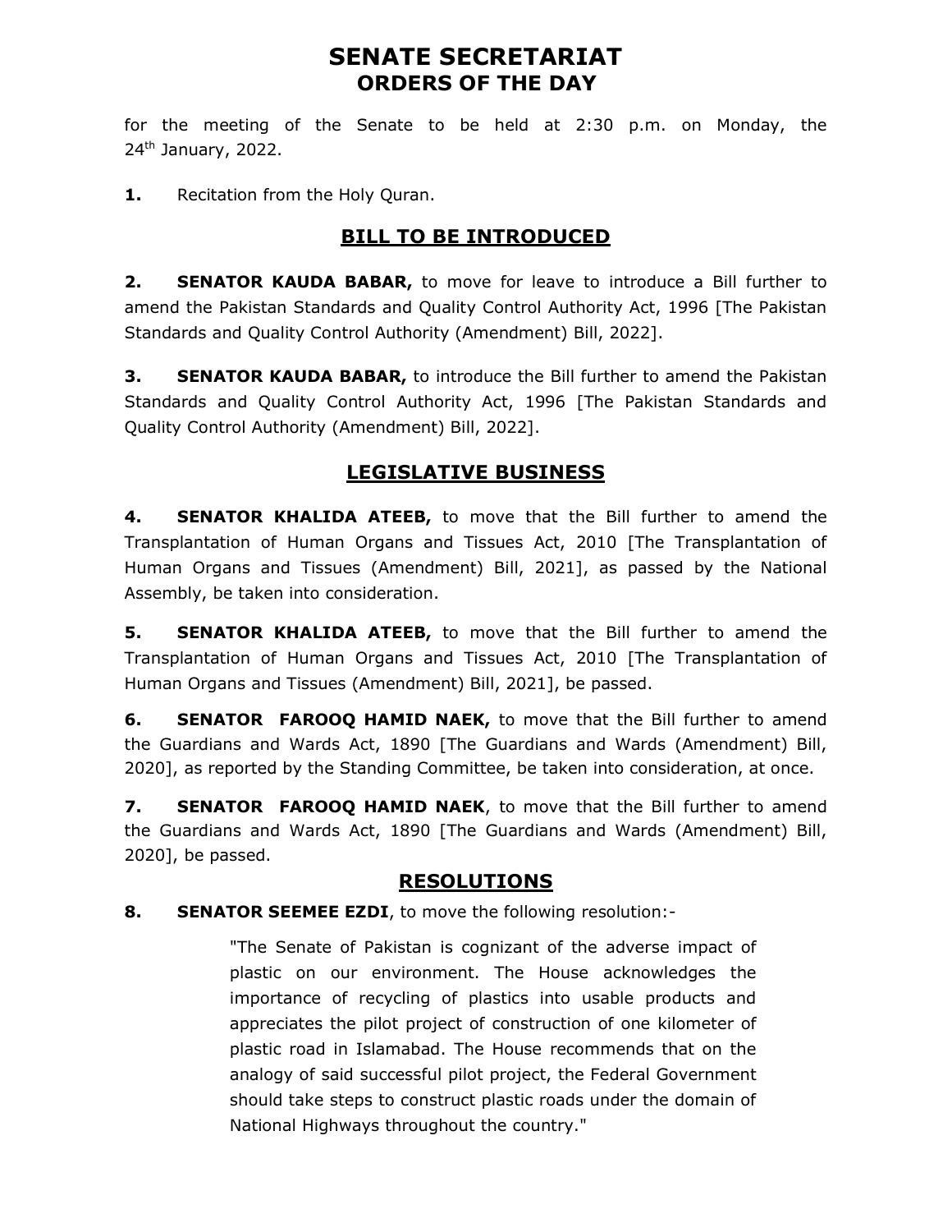# SENATE SECRETARIAT
## ORDERS OF THE DAY

for the meeting of the Senate to be held at 2:30 p.m. on Monday, the 24th January, 2022.

**1.** Recitation from the Holy Quran.

## BILL TO BE INTRODUCED

**2. SENATOR KAUDA BABAR,** to move for leave to introduce a Bill further to amend the Pakistan Standards and Quality Control Authority Act, 1996 [The Pakistan Standards and Quality Control Authority (Amendment) Bill, 2022].

**3. SENATOR KAUDA BABAR,** to introduce the Bill further to amend the Pakistan Standards and Quality Control Authority Act, 1996 [The Pakistan Standards and Quality Control Authority (Amendment) Bill, 2022].

## LEGISLATIVE BUSINESS

**4. SENATOR KHALIDA ATEEB,** to move that the Bill further to amend the Transplantation of Human Organs and Tissues Act, 2010 [The Transplantation of Human Organs and Tissues (Amendment) Bill, 2021], as passed by the National Assembly, be taken into consideration.

**5. SENATOR KHALIDA ATEEB,** to move that the Bill further to amend the Transplantation of Human Organs and Tissues Act, 2010 [The Transplantation of Human Organs and Tissues (Amendment) Bill, 2021], be passed.

**6. SENATOR FAROOQ HAMID NAEK,** to move that the Bill further to amend the Guardians and Wards Act, 1890 [The Guardians and Wards (Amendment) Bill, 2020], as reported by the Standing Committee, be taken into consideration, at once.

**7. SENATOR FAROOQ HAMID NAEK**, to move that the Bill further to amend the Guardians and Wards Act, 1890 [The Guardians and Wards (Amendment) Bill, 2020], be passed.

## RESOLUTIONS

**8. SENATOR SEEMEE EZDI**, to move the following resolution:-

> "The Senate of Pakistan is cognizant of the adverse impact of plastic on our environment. The House acknowledges the importance of recycling of plastics into usable products and appreciates the pilot project of construction of one kilometer of plastic road in Islamabad. The House recommends that on the analogy of said successful pilot project, the Federal Government should take steps to construct plastic roads under the domain of National Highways throughout the country."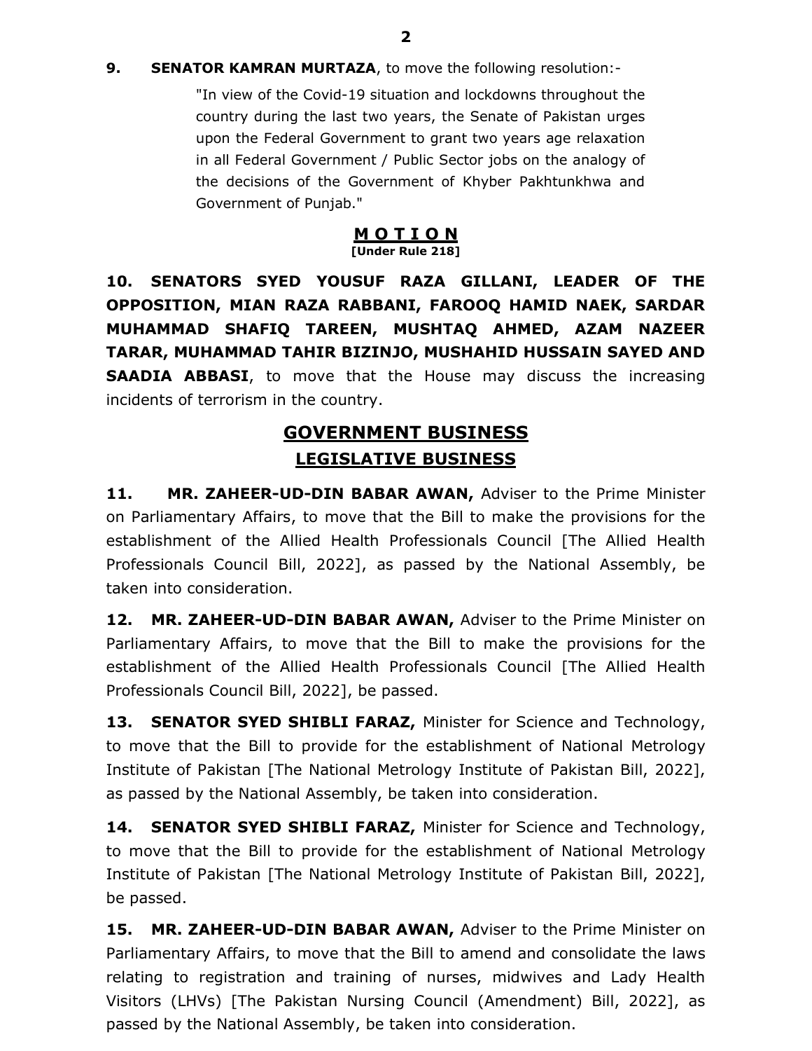**9. SENATOR KAMRAN MURTAZA**, to move the following resolution:-

> "In view of the Covid-19 situation and lockdowns throughout the country during the last two years, the Senate of Pakistan urges upon the Federal Government to grant two years age relaxation in all Federal Government / Public Sector jobs on the analogy of the decisions of the Government of Khyber Pakhtunkhwa and Government of Punjab."

## M O T I O N

**[Under Rule 218]**

**10. SENATORS SYED YOUSUF RAZA GILLANI, LEADER OF THE OPPOSITION, MIAN RAZA RABBANI, FAROOQ HAMID NAEK, SARDAR MUHAMMAD SHAFIQ TAREEN, MUSHTAQ AHMED, AZAM NAZEER TARAR, MUHAMMAD TAHIR BIZINJO, MUSHAHID HUSSAIN SAYED AND SAADIA ABBASI**, to move that the House may discuss the increasing incidents of terrorism in the country.

## GOVERNMENT BUSINESS

## LEGISLATIVE BUSINESS

**11. MR. ZAHEER-UD-DIN BABAR AWAN,** Adviser to the Prime Minister on Parliamentary Affairs, to move that the Bill to make the provisions for the establishment of the Allied Health Professionals Council [The Allied Health Professionals Council Bill, 2022], as passed by the National Assembly, be taken into consideration.

**12. MR. ZAHEER-UD-DIN BABAR AWAN,** Adviser to the Prime Minister on Parliamentary Affairs, to move that the Bill to make the provisions for the establishment of the Allied Health Professionals Council [The Allied Health Professionals Council Bill, 2022], be passed.

**13. SENATOR SYED SHIBLI FARAZ,** Minister for Science and Technology, to move that the Bill to provide for the establishment of National Metrology Institute of Pakistan [The National Metrology Institute of Pakistan Bill, 2022], as passed by the National Assembly, be taken into consideration.

**14. SENATOR SYED SHIBLI FARAZ,** Minister for Science and Technology, to move that the Bill to provide for the establishment of National Metrology Institute of Pakistan [The National Metrology Institute of Pakistan Bill, 2022], be passed.

**15. MR. ZAHEER-UD-DIN BABAR AWAN,** Adviser to the Prime Minister on Parliamentary Affairs, to move that the Bill to amend and consolidate the laws relating to registration and training of nurses, midwives and Lady Health Visitors (LHVs) [The Pakistan Nursing Council (Amendment) Bill, 2022], as passed by the National Assembly, be taken into consideration.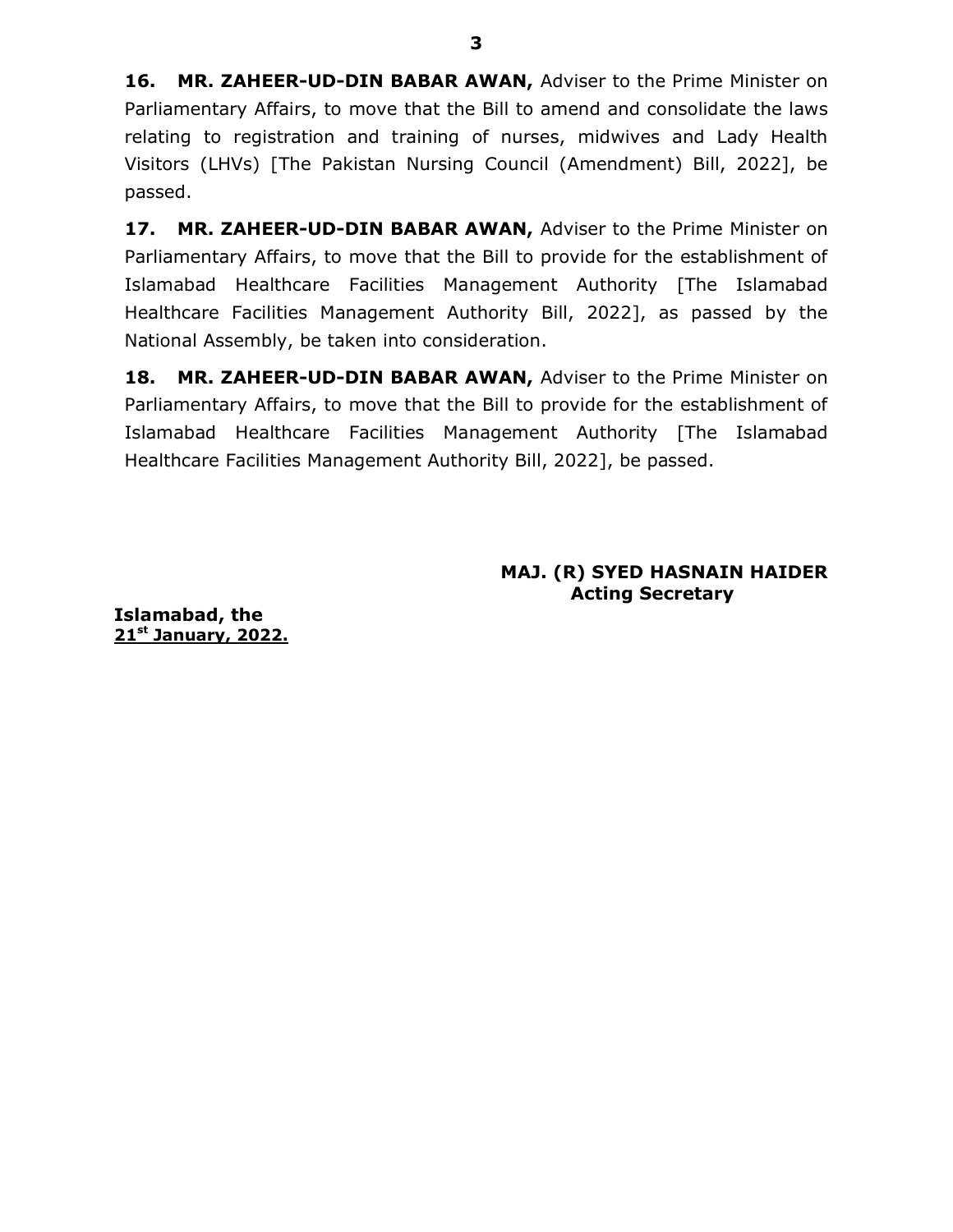**16. MR. ZAHEER-UD-DIN BABAR AWAN,** Adviser to the Prime Minister on Parliamentary Affairs, to move that the Bill to amend and consolidate the laws relating to registration and training of nurses, midwives and Lady Health Visitors (LHVs) [The Pakistan Nursing Council (Amendment) Bill, 2022], be passed.

**17. MR. ZAHEER-UD-DIN BABAR AWAN,** Adviser to the Prime Minister on Parliamentary Affairs, to move that the Bill to provide for the establishment of Islamabad Healthcare Facilities Management Authority [The Islamabad Healthcare Facilities Management Authority Bill, 2022], as passed by the National Assembly, be taken into consideration.

**18. MR. ZAHEER-UD-DIN BABAR AWAN,** Adviser to the Prime Minister on Parliamentary Affairs, to move that the Bill to provide for the establishment of Islamabad Healthcare Facilities Management Authority [The Islamabad Healthcare Facilities Management Authority Bill, 2022], be passed.

**MAJ. (R) SYED HASNAIN HAIDER**
**Acting Secretary**

**Islamabad, the**
**21st January, 2022.**